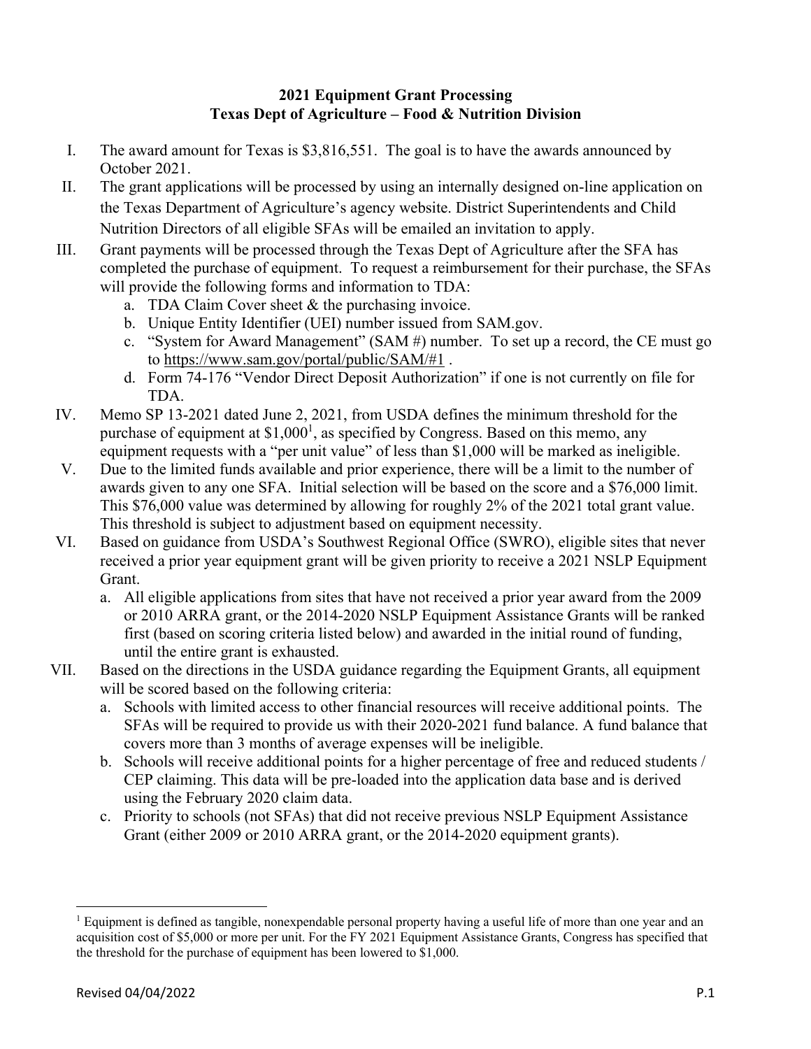**2021 Equipment Grant Processing**
**Texas Dept of Agriculture – Food & Nutrition Division**

I. The award amount for Texas is $3,816,551. The goal is to have the awards announced by October 2021.

II. The grant applications will be processed by using an internally designed on-line application on the Texas Department of Agriculture's agency website. District Superintendents and Child Nutrition Directors of all eligible SFAs will be emailed an invitation to apply.

III. Grant payments will be processed through the Texas Dept of Agriculture after the SFA has completed the purchase of equipment. To request a reimbursement for their purchase, the SFAs will provide the following forms and information to TDA:
   a. TDA Claim Cover sheet & the purchasing invoice.
   b. Unique Entity Identifier (UEI) number issued from SAM.gov.
   c. "System for Award Management" (SAM #) number. To set up a record, the CE must go to https://www.sam.gov/portal/public/SAM/#1 .
   d. Form 74-176 "Vendor Direct Deposit Authorization" if one is not currently on file for TDA.

IV. Memo SP 13-2021 dated June 2, 2021, from USDA defines the minimum threshold for the purchase of equipment at $1,000[1], as specified by Congress. Based on this memo, any equipment requests with a "per unit value" of less than $1,000 will be marked as ineligible.

V. Due to the limited funds available and prior experience, there will be a limit to the number of awards given to any one SFA. Initial selection will be based on the score and a $76,000 limit. This $76,000 value was determined by allowing for roughly 2% of the 2021 total grant value. This threshold is subject to adjustment based on equipment necessity.

VI. Based on guidance from USDA's Southwest Regional Office (SWRO), eligible sites that never received a prior year equipment grant will be given priority to receive a 2021 NSLP Equipment Grant.
   a. All eligible applications from sites that have not received a prior year award from the 2009 or 2010 ARRA grant, or the 2014-2020 NSLP Equipment Assistance Grants will be ranked first (based on scoring criteria listed below) and awarded in the initial round of funding, until the entire grant is exhausted.

VII. Based on the directions in the USDA guidance regarding the Equipment Grants, all equipment will be scored based on the following criteria:
   a. Schools with limited access to other financial resources will receive additional points. The SFAs will be required to provide us with their 2020-2021 fund balance. A fund balance that covers more than 3 months of average expenses will be ineligible.
   b. Schools will receive additional points for a higher percentage of free and reduced students / CEP claiming. This data will be pre-loaded into the application data base and is derived using the February 2020 claim data.
   c. Priority to schools (not SFAs) that did not receive previous NSLP Equipment Assistance Grant (either 2009 or 2010 ARRA grant, or the 2014-2020 equipment grants).

---

[1] Equipment is defined as tangible, nonexpendable personal property having a useful life of more than one year and an acquisition cost of $5,000 or more per unit. For the FY 2021 Equipment Assistance Grants, Congress has specified that the threshold for the purchase of equipment has been lowered to $1,000.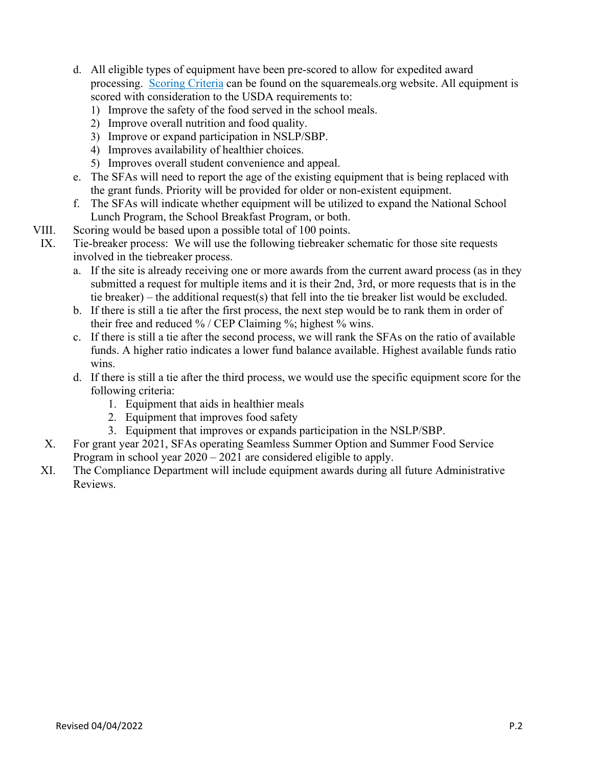d. All eligible types of equipment have been pre-scored to allow for expedited award processing. [Scoring Criteria] can be found on the squaremeals.org website. All equipment is scored with consideration to the USDA requirements to:
   1) Improve the safety of the food served in the school meals.
   2) Improve overall nutrition and food quality.
   3) Improve or expand participation in NSLP/SBP.
   4) Improves availability of healthier choices.
   5) Improves overall student convenience and appeal.

e. The SFAs will need to report the age of the existing equipment that is being replaced with the grant funds. Priority will be provided for older or non-existent equipment.

f. The SFAs will indicate whether equipment will be utilized to expand the National School Lunch Program, the School Breakfast Program, or both.

VIII. Scoring would be based upon a possible total of 100 points.

IX. Tie-breaker process: We will use the following tiebreaker schematic for those site requests involved in the tiebreaker process.

a. If the site is already receiving one or more awards from the current award process (as in they submitted a request for multiple items and it is their 2nd, 3rd, or more requests that is in the tie breaker) – the additional request(s) that fell into the tie breaker list would be excluded.

b. If there is still a tie after the first process, the next step would be to rank them in order of their free and reduced % / CEP Claiming %; highest % wins.

c. If there is still a tie after the second process, we will rank the SFAs on the ratio of available funds. A higher ratio indicates a lower fund balance available. Highest available funds ratio wins.

d. If there is still a tie after the third process, we would use the specific equipment score for the following criteria:
   1. Equipment that aids in healthier meals
   2. Equipment that improves food safety
   3. Equipment that improves or expands participation in the NSLP/SBP.

X. For grant year 2021, SFAs operating Seamless Summer Option and Summer Food Service Program in school year 2020 – 2021 are considered eligible to apply.

XI. The Compliance Department will include equipment awards during all future Administrative Reviews.

Revised 04/04/2022